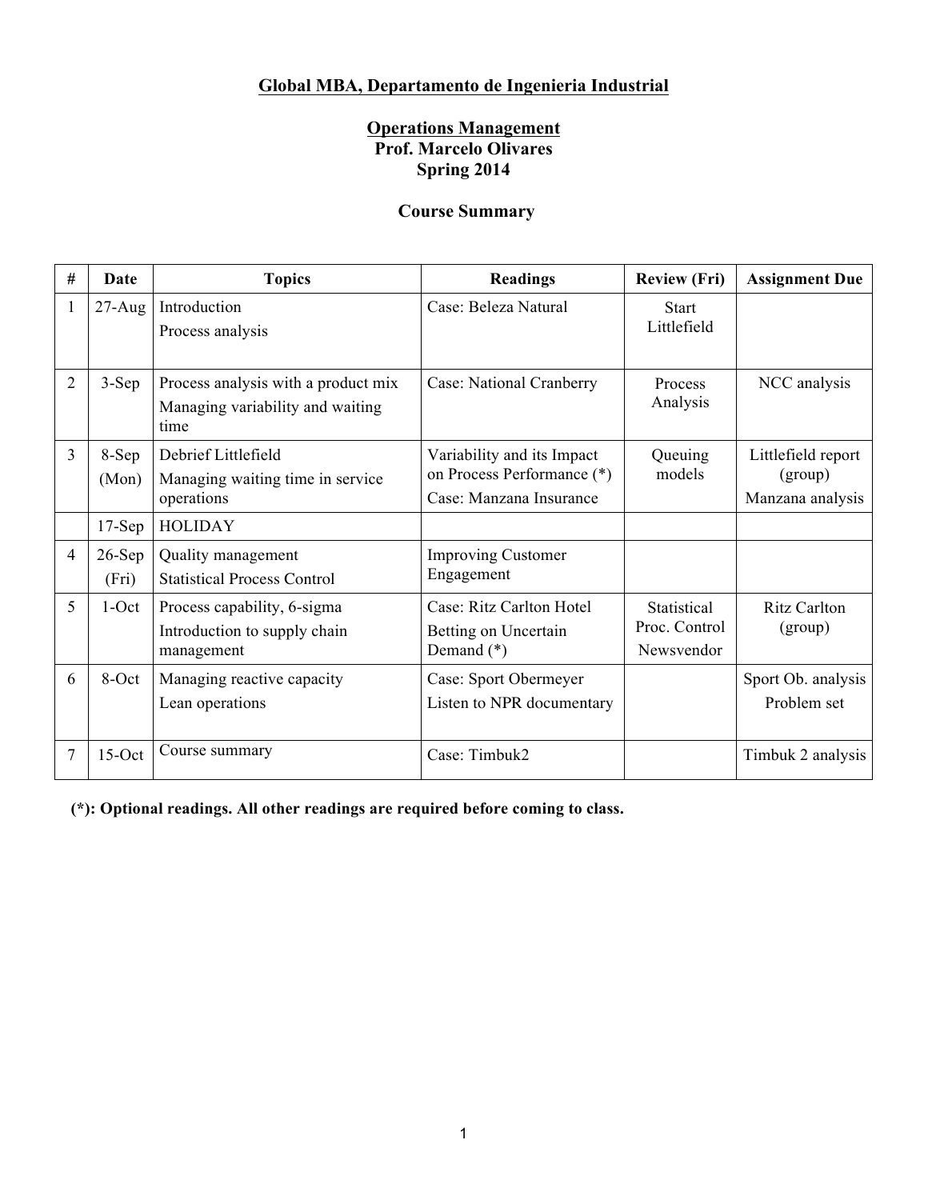## Global MBA, Departamento de Ingenieria Industrial

## Operations Management
**Prof. Marcelo Olivares**
**Spring 2014**

### Course Summary

| # | Date | Topics | Readings | Review (Fri) | Assignment Due |
|---|---|---|---|---|---|
| 1 | 27-Aug | Introduction<br>Process analysis | Case: Beleza Natural | Start Littlefield | |
| 2 | 3-Sep | Process analysis with a product mix<br>Managing variability and waiting time | Case: National Cranberry | Process Analysis | NCC analysis |
| 3 | 8-Sep (Mon) | Debrief Littlefield<br>Managing waiting time in service operations | Variability and its Impact on Process Performance (*)<br>Case: Manzana Insurance | Queuing models | Littlefield report (group)<br>Manzana analysis |
| | 17-Sep | HOLIDAY | | | |
| 4 | 26-Sep (Fri) | Quality management<br>Statistical Process Control | Improving Customer Engagement | | |
| 5 | 1-Oct | Process capability, 6-sigma<br>Introduction to supply chain management | Case: Ritz Carlton Hotel<br>Betting on Uncertain Demand (*) | Statistical Proc. Control<br>Newsvendor | Ritz Carlton (group) |
| 6 | 8-Oct | Managing reactive capacity<br>Lean operations | Case: Sport Obermeyer<br>Listen to NPR documentary | | Sport Ob. analysis<br>Problem set |
| 7 | 15-Oct | Course summary | Case: Timbuk2 | | Timbuk 2 analysis |

**(*): Optional readings. All other readings are required before coming to class.**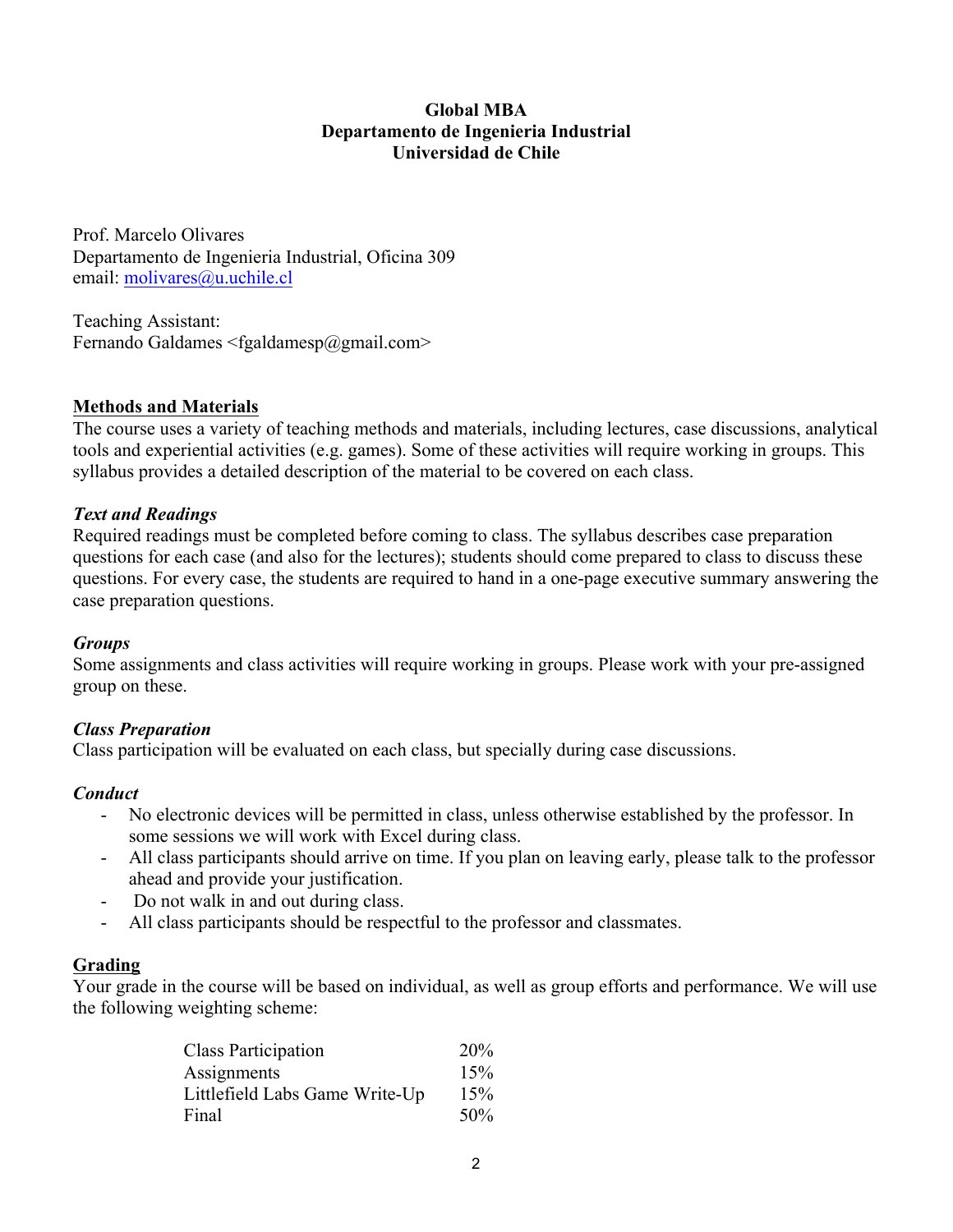**Global MBA**
**Departamento de Ingenieria Industrial**
**Universidad de Chile**

Prof. Marcelo Olivares
Departamento de Ingenieria Industrial, Oficina 309
email: molivares@u.uchile.cl

Teaching Assistant:
Fernando Galdames <fgaldamesp@gmail.com>

## Methods and Materials

The course uses a variety of teaching methods and materials, including lectures, case discussions, analytical tools and experiential activities (e.g. games). Some of these activities will require working in groups. This syllabus provides a detailed description of the material to be covered on each class.

### *Text and Readings*

Required readings must be completed before coming to class. The syllabus describes case preparation questions for each case (and also for the lectures); students should come prepared to class to discuss these questions. For every case, the students are required to hand in a one-page executive summary answering the case preparation questions.

### *Groups*

Some assignments and class activities will require working in groups. Please work with your pre-assigned group on these.

### *Class Preparation*

Class participation will be evaluated on each class, but specially during case discussions.

### *Conduct*

- No electronic devices will be permitted in class, unless otherwise established by the professor. In some sessions we will work with Excel during class.
- All class participants should arrive on time. If you plan on leaving early, please talk to the professor ahead and provide your justification.
- Do not walk in and out during class.
- All class participants should be respectful to the professor and classmates.

## Grading

Your grade in the course will be based on individual, as well as group efforts and performance. We will use the following weighting scheme:

| | |
|---|---|
| Class Participation | 20% |
| Assignments | 15% |
| Littlefield Labs Game Write-Up | 15% |
| Final | 50% |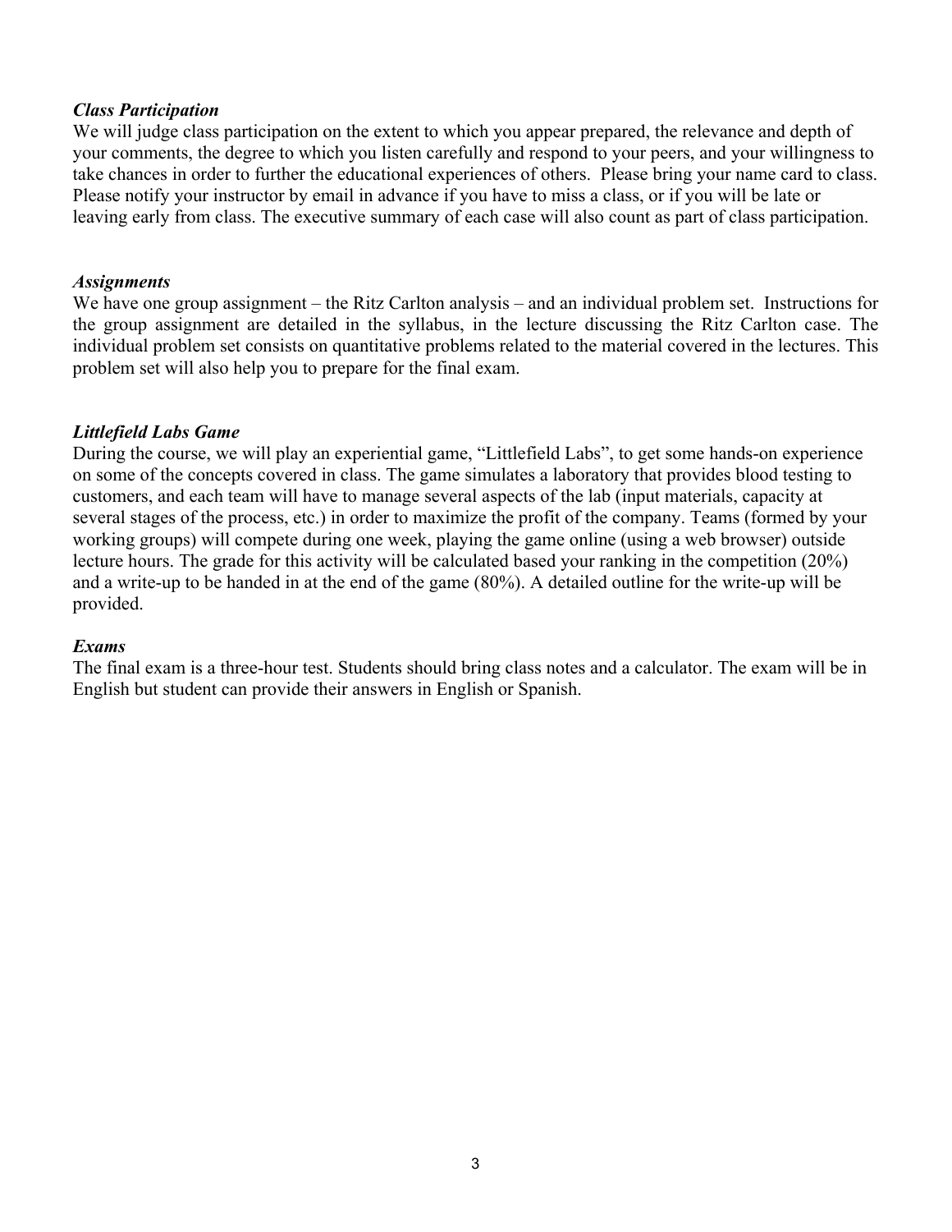### *Class Participation*

We will judge class participation on the extent to which you appear prepared, the relevance and depth of your comments, the degree to which you listen carefully and respond to your peers, and your willingness to take chances in order to further the educational experiences of others. Please bring your name card to class. Please notify your instructor by email in advance if you have to miss a class, or if you will be late or leaving early from class. The executive summary of each case will also count as part of class participation.

### *Assignments*

We have one group assignment – the Ritz Carlton analysis – and an individual problem set. Instructions for the group assignment are detailed in the syllabus, in the lecture discussing the Ritz Carlton case. The individual problem set consists on quantitative problems related to the material covered in the lectures. This problem set will also help you to prepare for the final exam.

### *Littlefield Labs Game*

During the course, we will play an experiential game, "Littlefield Labs", to get some hands-on experience on some of the concepts covered in class. The game simulates a laboratory that provides blood testing to customers, and each team will have to manage several aspects of the lab (input materials, capacity at several stages of the process, etc.) in order to maximize the profit of the company. Teams (formed by your working groups) will compete during one week, playing the game online (using a web browser) outside lecture hours. The grade for this activity will be calculated based your ranking in the competition (20%) and a write-up to be handed in at the end of the game (80%). A detailed outline for the write-up will be provided.

### *Exams*

The final exam is a three-hour test. Students should bring class notes and a calculator. The exam will be in English but student can provide their answers in English or Spanish.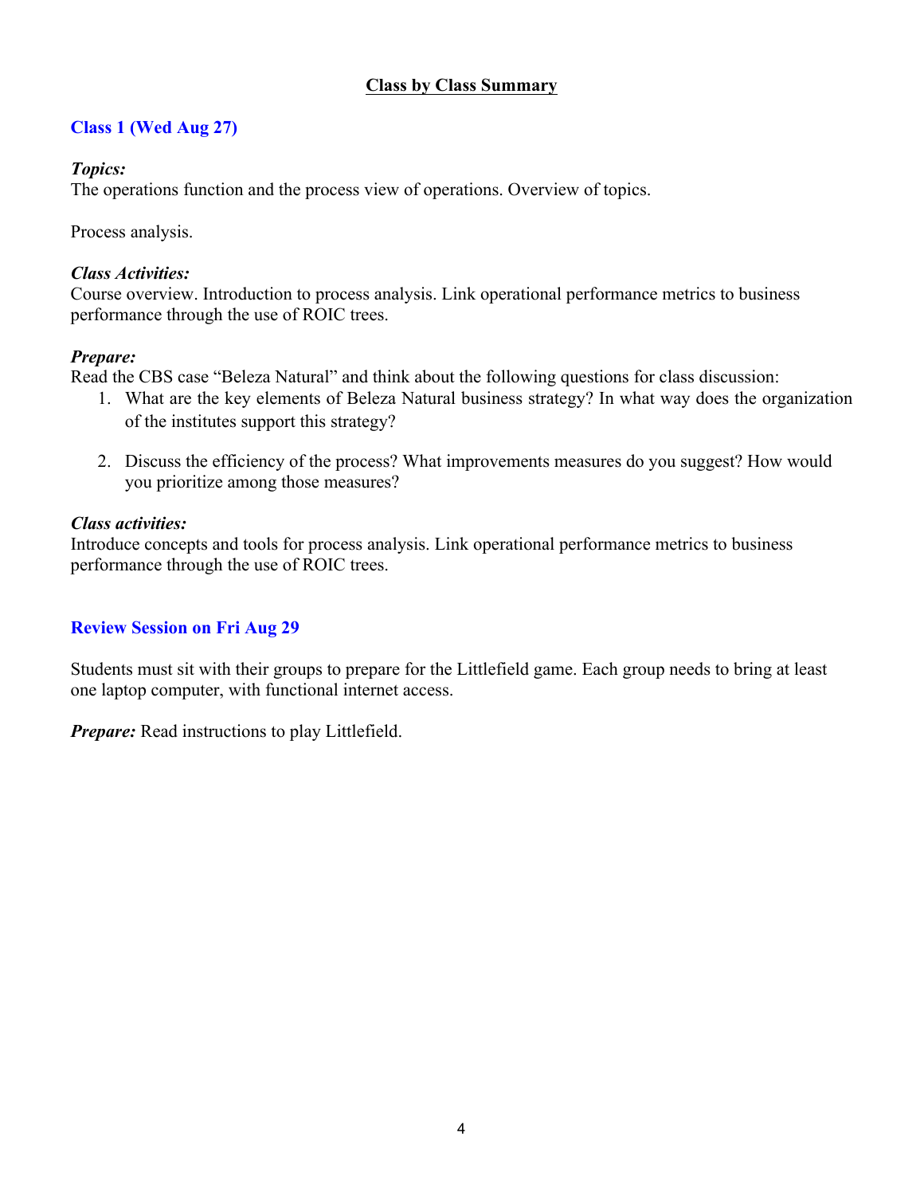## Class by Class Summary

### Class 1 (Wed Aug 27)

***Topics:***
The operations function and the process view of operations. Overview of topics.

Process analysis.

***Class Activities:***
Course overview. Introduction to process analysis. Link operational performance metrics to business performance through the use of ROIC trees.

***Prepare:***
Read the CBS case "Beleza Natural" and think about the following questions for class discussion:

1. What are the key elements of Beleza Natural business strategy? In what way does the organization of the institutes support this strategy?

2. Discuss the efficiency of the process? What improvements measures do you suggest? How would you prioritize among those measures?

***Class activities:***
Introduce concepts and tools for process analysis. Link operational performance metrics to business performance through the use of ROIC trees.

### Review Session on Fri Aug 29

Students must sit with their groups to prepare for the Littlefield game. Each group needs to bring at least one laptop computer, with functional internet access.

***Prepare:*** Read instructions to play Littlefield.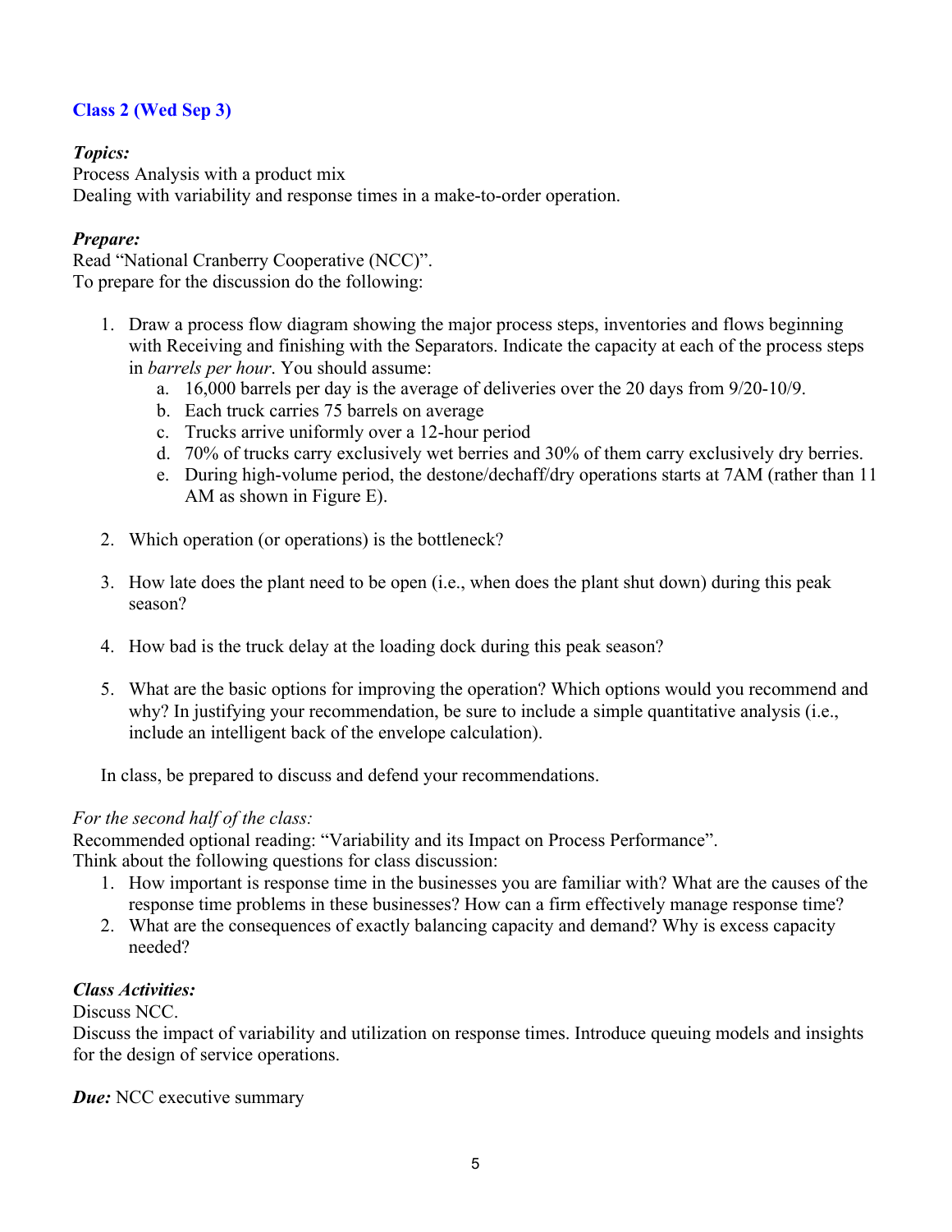## Class 2 (Wed Sep 3)

***Topics:***
Process Analysis with a product mix
Dealing with variability and response times in a make-to-order operation.

***Prepare:***
Read "National Cranberry Cooperative (NCC)".
To prepare for the discussion do the following:

1. Draw a process flow diagram showing the major process steps, inventories and flows beginning with Receiving and finishing with the Separators. Indicate the capacity at each of the process steps in *barrels per hour*. You should assume:
   a. 16,000 barrels per day is the average of deliveries over the 20 days from 9/20-10/9.
   b. Each truck carries 75 barrels on average
   c. Trucks arrive uniformly over a 12-hour period
   d. 70% of trucks carry exclusively wet berries and 30% of them carry exclusively dry berries.
   e. During high-volume period, the destone/dechaff/dry operations starts at 7AM (rather than 11 AM as shown in Figure E).

2. Which operation (or operations) is the bottleneck?

3. How late does the plant need to be open (i.e., when does the plant shut down) during this peak season?

4. How bad is the truck delay at the loading dock during this peak season?

5. What are the basic options for improving the operation? Which options would you recommend and why? In justifying your recommendation, be sure to include a simple quantitative analysis (i.e., include an intelligent back of the envelope calculation).

In class, be prepared to discuss and defend your recommendations.

*For the second half of the class:*
Recommended optional reading: "Variability and its Impact on Process Performance".
Think about the following questions for class discussion:

1. How important is response time in the businesses you are familiar with? What are the causes of the response time problems in these businesses? How can a firm effectively manage response time?
2. What are the consequences of exactly balancing capacity and demand? Why is excess capacity needed?

***Class Activities:***
Discuss NCC.
Discuss the impact of variability and utilization on response times. Introduce queuing models and insights for the design of service operations.

***Due:*** NCC executive summary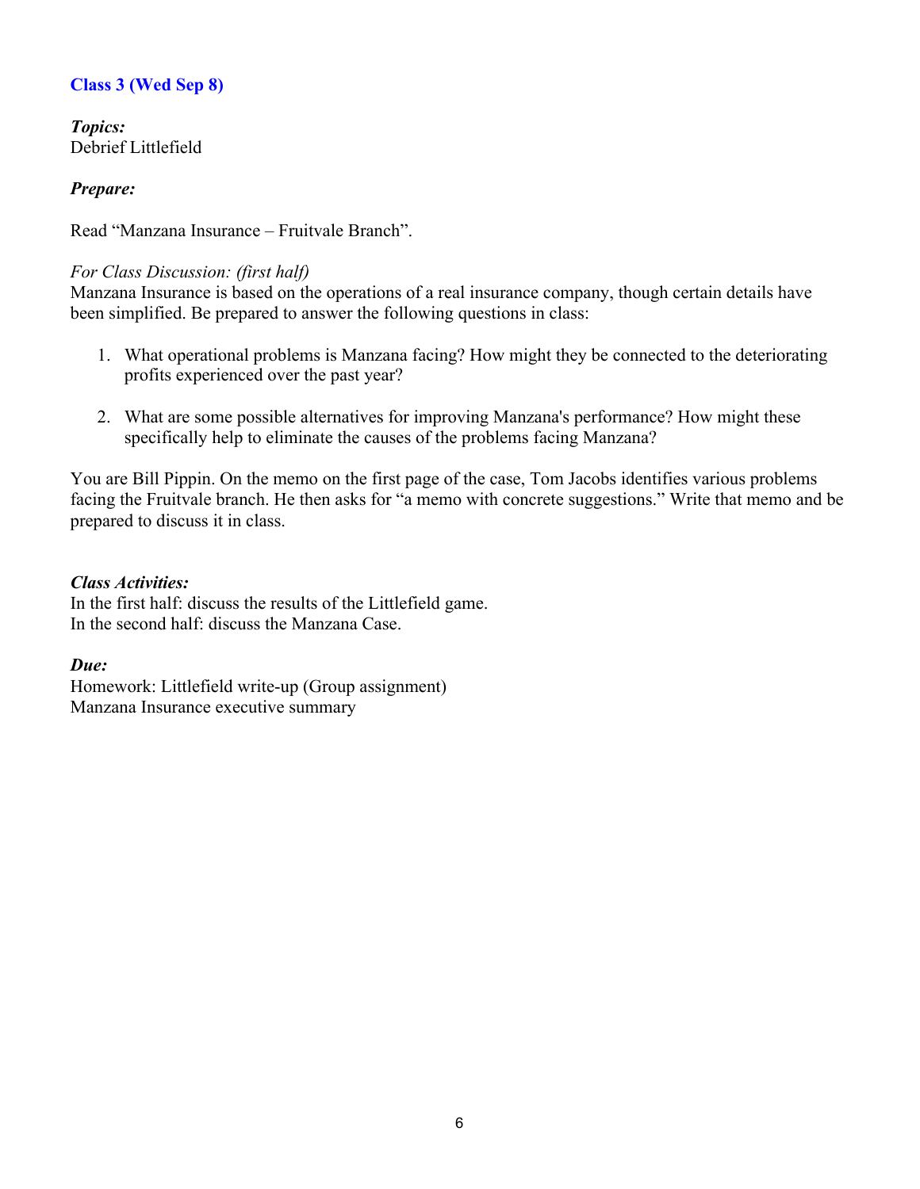## Class 3 (Wed Sep 8)

***Topics:***
Debrief Littlefield

***Prepare:***

Read "Manzana Insurance – Fruitvale Branch".

*For Class Discussion: (first half)*
Manzana Insurance is based on the operations of a real insurance company, though certain details have been simplified. Be prepared to answer the following questions in class:

1. What operational problems is Manzana facing? How might they be connected to the deteriorating profits experienced over the past year?

2. What are some possible alternatives for improving Manzana's performance? How might these specifically help to eliminate the causes of the problems facing Manzana?

You are Bill Pippin. On the memo on the first page of the case, Tom Jacobs identifies various problems facing the Fruitvale branch. He then asks for "a memo with concrete suggestions." Write that memo and be prepared to discuss it in class.

***Class Activities:***
In the first half: discuss the results of the Littlefield game.
In the second half: discuss the Manzana Case.

***Due:***
Homework: Littlefield write-up (Group assignment)
Manzana Insurance executive summary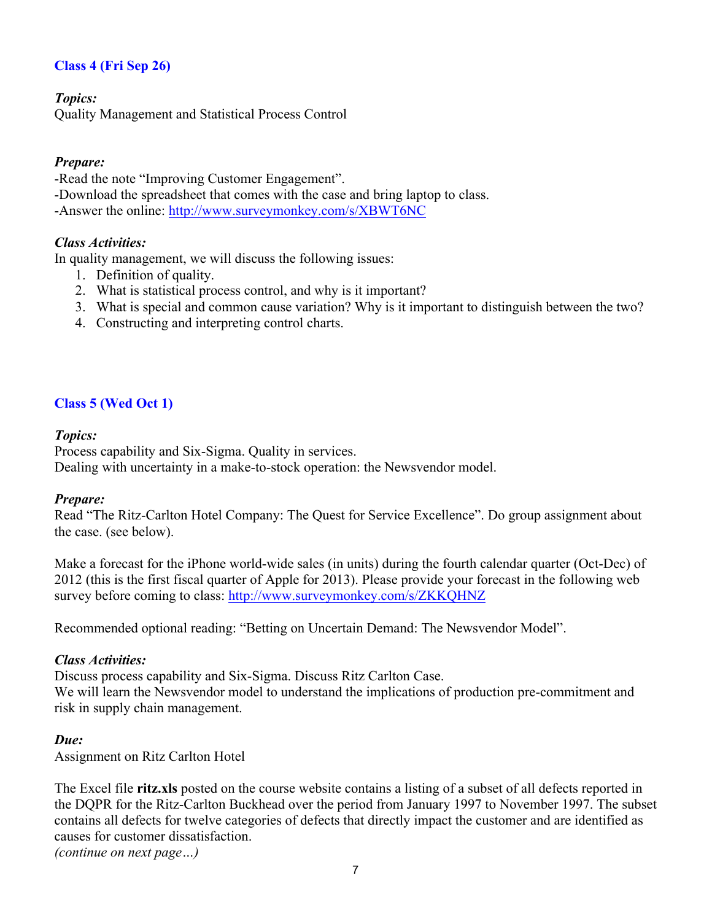### Class 4 (Fri Sep 26)

*Topics:*
Quality Management and Statistical Process Control

*Prepare:*
-Read the note "Improving Customer Engagement".
-Download the spreadsheet that comes with the case and bring laptop to class.
-Answer the online: http://www.surveymonkey.com/s/XBWT6NC

*Class Activities:*
In quality management, we will discuss the following issues:

1. Definition of quality.
2. What is statistical process control, and why is it important?
3. What is special and common cause variation? Why is it important to distinguish between the two?
4. Constructing and interpreting control charts.

### Class 5 (Wed Oct 1)

*Topics:*
Process capability and Six-Sigma. Quality in services.
Dealing with uncertainty in a make-to-stock operation: the Newsvendor model.

*Prepare:*
Read "The Ritz-Carlton Hotel Company: The Quest for Service Excellence". Do group assignment about the case. (see below).

Make a forecast for the iPhone world-wide sales (in units) during the fourth calendar quarter (Oct-Dec) of 2012 (this is the first fiscal quarter of Apple for 2013). Please provide your forecast in the following web survey before coming to class: http://www.surveymonkey.com/s/ZKKQHNZ

Recommended optional reading: "Betting on Uncertain Demand: The Newsvendor Model".

*Class Activities:*
Discuss process capability and Six-Sigma. Discuss Ritz Carlton Case.
We will learn the Newsvendor model to understand the implications of production pre-commitment and risk in supply chain management.

*Due:*
Assignment on Ritz Carlton Hotel

The Excel file **ritz.xls** posted on the course website contains a listing of a subset of all defects reported in the DQPR for the Ritz-Carlton Buckhead over the period from January 1997 to November 1997. The subset contains all defects for twelve categories of defects that directly impact the customer and are identified as causes for customer dissatisfaction.
*(continue on next page…)*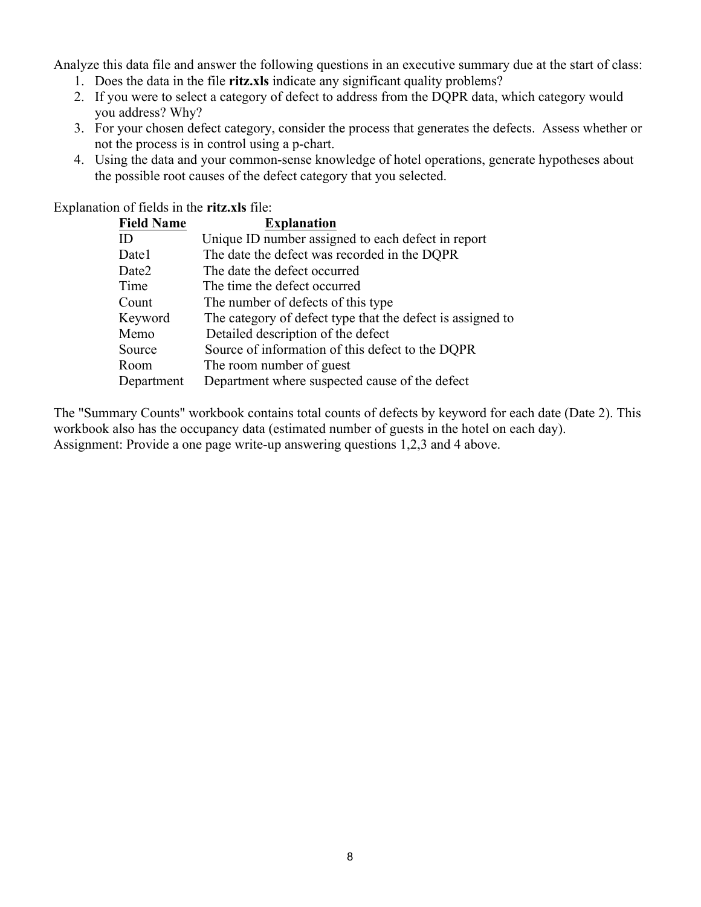Analyze this data file and answer the following questions in an executive summary due at the start of class:

1. Does the data in the file **ritz.xls** indicate any significant quality problems?
2. If you were to select a category of defect to address from the DQPR data, which category would you address? Why?
3. For your chosen defect category, consider the process that generates the defects. Assess whether or not the process is in control using a p-chart.
4. Using the data and your common-sense knowledge of hotel operations, generate hypotheses about the possible root causes of the defect category that you selected.

Explanation of fields in the **ritz.xls** file:

| **Field Name** | **Explanation** |
|---|---|
| ID | Unique ID number assigned to each defect in report |
| Date1 | The date the defect was recorded in the DQPR |
| Date2 | The date the defect occurred |
| Time | The time the defect occurred |
| Count | The number of defects of this type |
| Keyword | The category of defect type that the defect is assigned to |
| Memo | Detailed description of the defect |
| Source | Source of information of this defect to the DQPR |
| Room | The room number of guest |
| Department | Department where suspected cause of the defect |

The "Summary Counts" workbook contains total counts of defects by keyword for each date (Date 2). This workbook also has the occupancy data (estimated number of guests in the hotel on each day).
Assignment: Provide a one page write-up answering questions 1,2,3 and 4 above.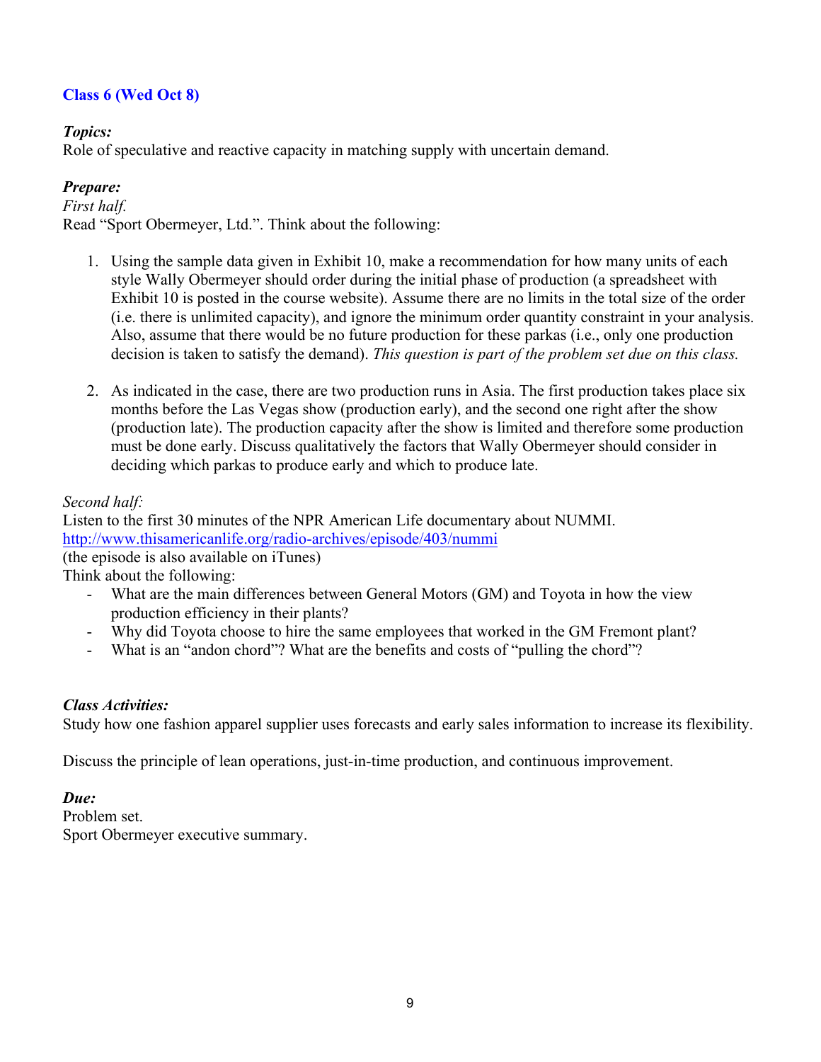## Class 6 (Wed Oct 8)

***Topics:***
Role of speculative and reactive capacity in matching supply with uncertain demand.

***Prepare:***
*First half.*
Read "Sport Obermeyer, Ltd.". Think about the following:

1. Using the sample data given in Exhibit 10, make a recommendation for how many units of each style Wally Obermeyer should order during the initial phase of production (a spreadsheet with Exhibit 10 is posted in the course website). Assume there are no limits in the total size of the order (i.e. there is unlimited capacity), and ignore the minimum order quantity constraint in your analysis. Also, assume that there would be no future production for these parkas (i.e., only one production decision is taken to satisfy the demand). *This question is part of the problem set due on this class.*

2. As indicated in the case, there are two production runs in Asia. The first production takes place six months before the Las Vegas show (production early), and the second one right after the show (production late). The production capacity after the show is limited and therefore some production must be done early. Discuss qualitatively the factors that Wally Obermeyer should consider in deciding which parkas to produce early and which to produce late.

*Second half:*
Listen to the first 30 minutes of the NPR American Life documentary about NUMMI.
[http://www.thisamericanlife.org/radio-archives/episode/403/nummi](http://www.thisamericanlife.org/radio-archives/episode/403/nummi)
(the episode is also available on iTunes)
Think about the following:

- What are the main differences between General Motors (GM) and Toyota in how the view production efficiency in their plants?
- Why did Toyota choose to hire the same employees that worked in the GM Fremont plant?
- What is an "andon chord"? What are the benefits and costs of "pulling the chord"?

***Class Activities:***
Study how one fashion apparel supplier uses forecasts and early sales information to increase its flexibility.

Discuss the principle of lean operations, just-in-time production, and continuous improvement.

***Due:***
Problem set.
Sport Obermeyer executive summary.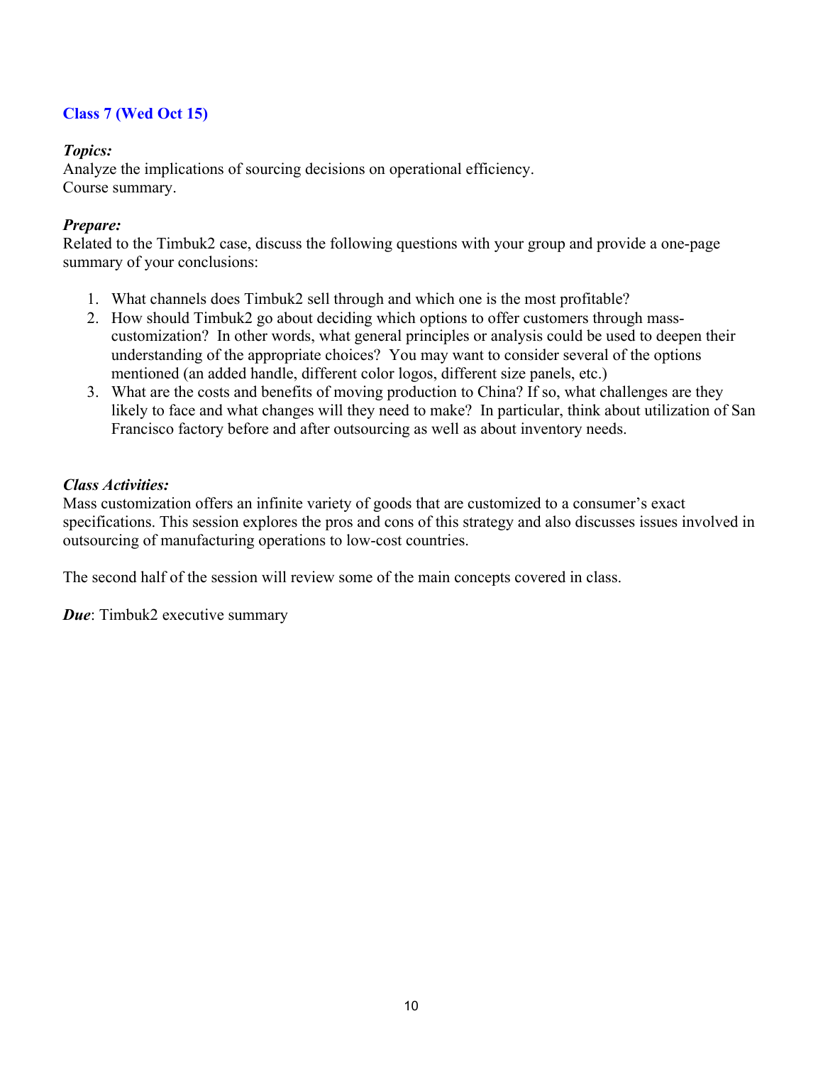## Class 7 (Wed Oct 15)

***Topics:***
Analyze the implications of sourcing decisions on operational efficiency.
Course summary.

***Prepare:***
Related to the Timbuk2 case, discuss the following questions with your group and provide a one-page summary of your conclusions:

1. What channels does Timbuk2 sell through and which one is the most profitable?
2. How should Timbuk2 go about deciding which options to offer customers through mass-customization? In other words, what general principles or analysis could be used to deepen their understanding of the appropriate choices? You may want to consider several of the options mentioned (an added handle, different color logos, different size panels, etc.)
3. What are the costs and benefits of moving production to China? If so, what challenges are they likely to face and what changes will they need to make? In particular, think about utilization of San Francisco factory before and after outsourcing as well as about inventory needs.

***Class Activities:***
Mass customization offers an infinite variety of goods that are customized to a consumer's exact specifications. This session explores the pros and cons of this strategy and also discusses issues involved in outsourcing of manufacturing operations to low-cost countries.

The second half of the session will review some of the main concepts covered in class.

***Due***: Timbuk2 executive summary